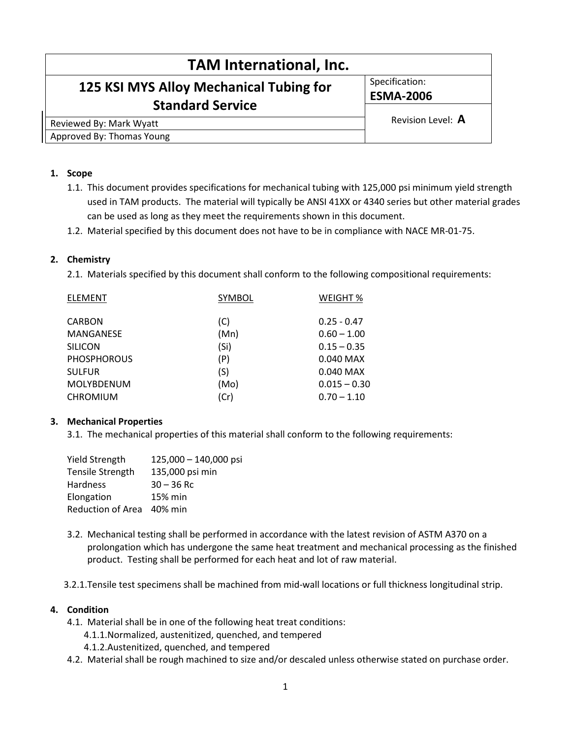| TAM International, Inc. | |
|---|---|
| **125 KSI MYS Alloy Mechanical Tubing for Standard Service** | Specification: **ESMA-2006** |
| Reviewed By: Mark Wyatt | Revision Level: **A** |
| Approved By: Thomas Young | |

## 1. Scope

1.1. This document provides specifications for mechanical tubing with 125,000 psi minimum yield strength used in TAM products. The material will typically be ANSI 41XX or 4340 series but other material grades can be used as long as they meet the requirements shown in this document.

1.2. Material specified by this document does not have to be in compliance with NACE MR-01-75.

## 2. Chemistry

2.1. Materials specified by this document shall conform to the following compositional requirements:

| ELEMENT | SYMBOL | WEIGHT % |
|---|---|---|
| CARBON | (C) | 0.25 - 0.47 |
| MANGANESE | (Mn) | 0.60 – 1.00 |
| SILICON | (Si) | 0.15 – 0.35 |
| PHOSPHOROUS | (P) | 0.040 MAX |
| SULFUR | (S) | 0.040 MAX |
| MOLYBDENUM | (Mo) | 0.015 – 0.30 |
| CHROMIUM | (Cr) | 0.70 – 1.10 |

## 3. Mechanical Properties

3.1. The mechanical properties of this material shall conform to the following requirements:

| Property | Requirement |
|---|---|
| Yield Strength | 125,000 – 140,000 psi |
| Tensile Strength | 135,000 psi min |
| Hardness | 30 – 36 Rc |
| Elongation | 15% min |
| Reduction of Area | 40% min |

3.2. Mechanical testing shall be performed in accordance with the latest revision of ASTM A370 on a prolongation which has undergone the same heat treatment and mechanical processing as the finished product. Testing shall be performed for each heat and lot of raw material.

3.2.1. Tensile test specimens shall be machined from mid-wall locations or full thickness longitudinal strip.

## 4. Condition

4.1. Material shall be in one of the following heat treat conditions:

4.1.1. Normalized, austenitized, quenched, and tempered

4.1.2. Austenitized, quenched, and tempered

4.2. Material shall be rough machined to size and/or descaled unless otherwise stated on purchase order.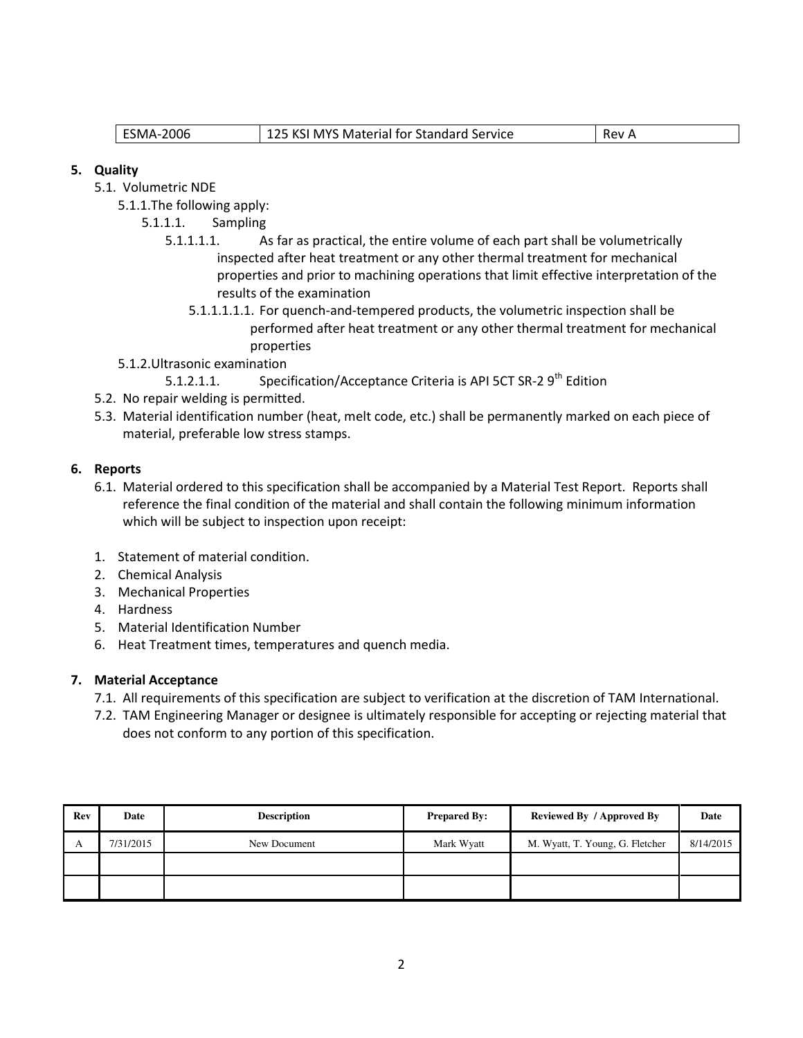## 5. Quality

5.1. Volumetric NDE

5.1.1. The following apply:

5.1.1.1. Sampling

5.1.1.1.1. As far as practical, the entire volume of each part shall be volumetrically inspected after heat treatment or any other thermal treatment for mechanical properties and prior to machining operations that limit effective interpretation of the results of the examination

5.1.1.1.1.1. For quench-and-tempered products, the volumetric inspection shall be performed after heat treatment or any other thermal treatment for mechanical properties

5.1.2. Ultrasonic examination

5.1.2.1.1. Specification/Acceptance Criteria is API 5CT SR-2 9th Edition

5.2. No repair welding is permitted.

5.3. Material identification number (heat, melt code, etc.) shall be permanently marked on each piece of material, preferable low stress stamps.

## 6. Reports

6.1. Material ordered to this specification shall be accompanied by a Material Test Report. Reports shall reference the final condition of the material and shall contain the following minimum information which will be subject to inspection upon receipt:

1. Statement of material condition.
2. Chemical Analysis
3. Mechanical Properties
4. Hardness
5. Material Identification Number
6. Heat Treatment times, temperatures and quench media.

## 7. Material Acceptance

7.1. All requirements of this specification are subject to verification at the discretion of TAM International.

7.2. TAM Engineering Manager or designee is ultimately responsible for accepting or rejecting material that does not conform to any portion of this specification.

| Rev | Date | Description | Prepared By: | Reviewed By / Approved By | Date |
|---|---|---|---|---|---|
| A | 7/31/2015 | New Document | Mark Wyatt | M. Wyatt, T. Young, G. Fletcher | 8/14/2015 |
| | | | | | |
| | | | | | |